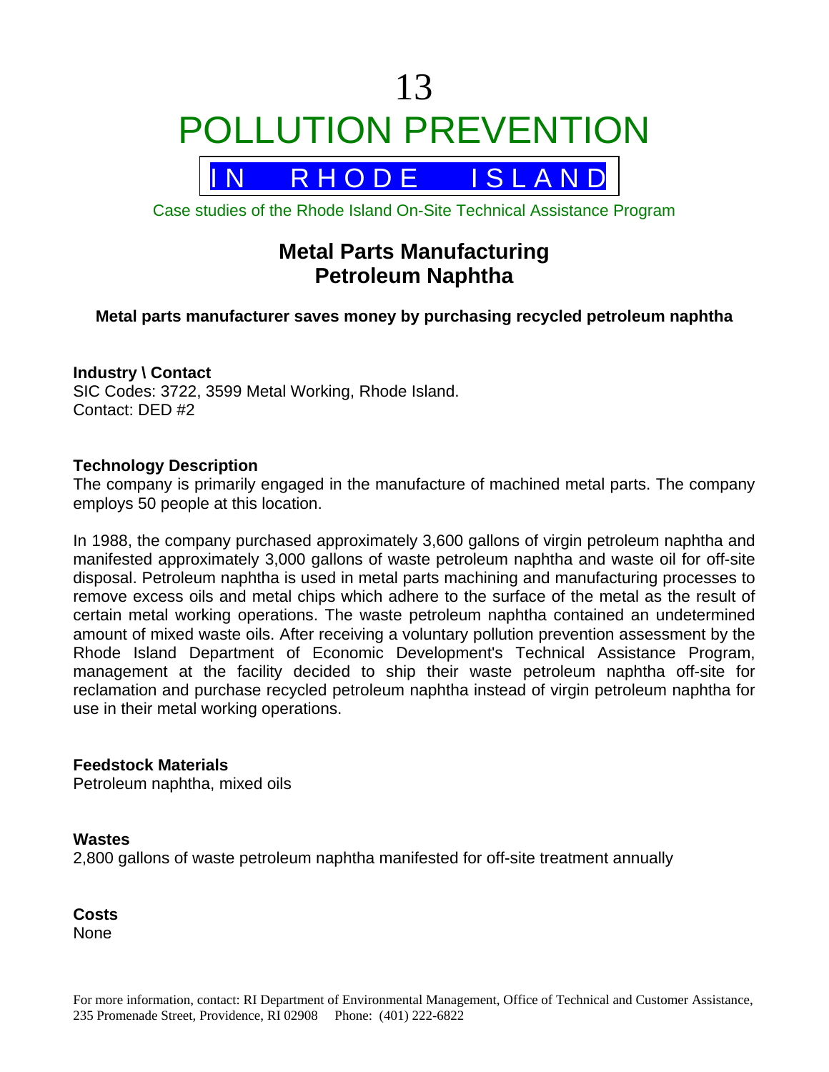# 13 POLLUTION PREVENTION

IN RHODE ISLAND

Case studies of the Rhode Island On-Site Technical Assistance Program

## Metal Parts Manufacturing
## Petroleum Naphtha

**Metal parts manufacturer saves money by purchasing recycled petroleum naphtha**

**Industry \ Contact**
SIC Codes: 3722, 3599 Metal Working, Rhode Island.
Contact: DED #2

**Technology Description**
The company is primarily engaged in the manufacture of machined metal parts. The company employs 50 people at this location.

In 1988, the company purchased approximately 3,600 gallons of virgin petroleum naphtha and manifested approximately 3,000 gallons of waste petroleum naphtha and waste oil for off-site disposal. Petroleum naphtha is used in metal parts machining and manufacturing processes to remove excess oils and metal chips which adhere to the surface of the metal as the result of certain metal working operations. The waste petroleum naphtha contained an undetermined amount of mixed waste oils. After receiving a voluntary pollution prevention assessment by the Rhode Island Department of Economic Development's Technical Assistance Program, management at the facility decided to ship their waste petroleum naphtha off-site for reclamation and purchase recycled petroleum naphtha instead of virgin petroleum naphtha for use in their metal working operations.

**Feedstock Materials**
Petroleum naphtha, mixed oils

**Wastes**
2,800 gallons of waste petroleum naphtha manifested for off-site treatment annually

**Costs**
None

For more information, contact: RI Department of Environmental Management, Office of Technical and Customer Assistance, 235 Promenade Street, Providence, RI 02908 Phone: (401) 222-6822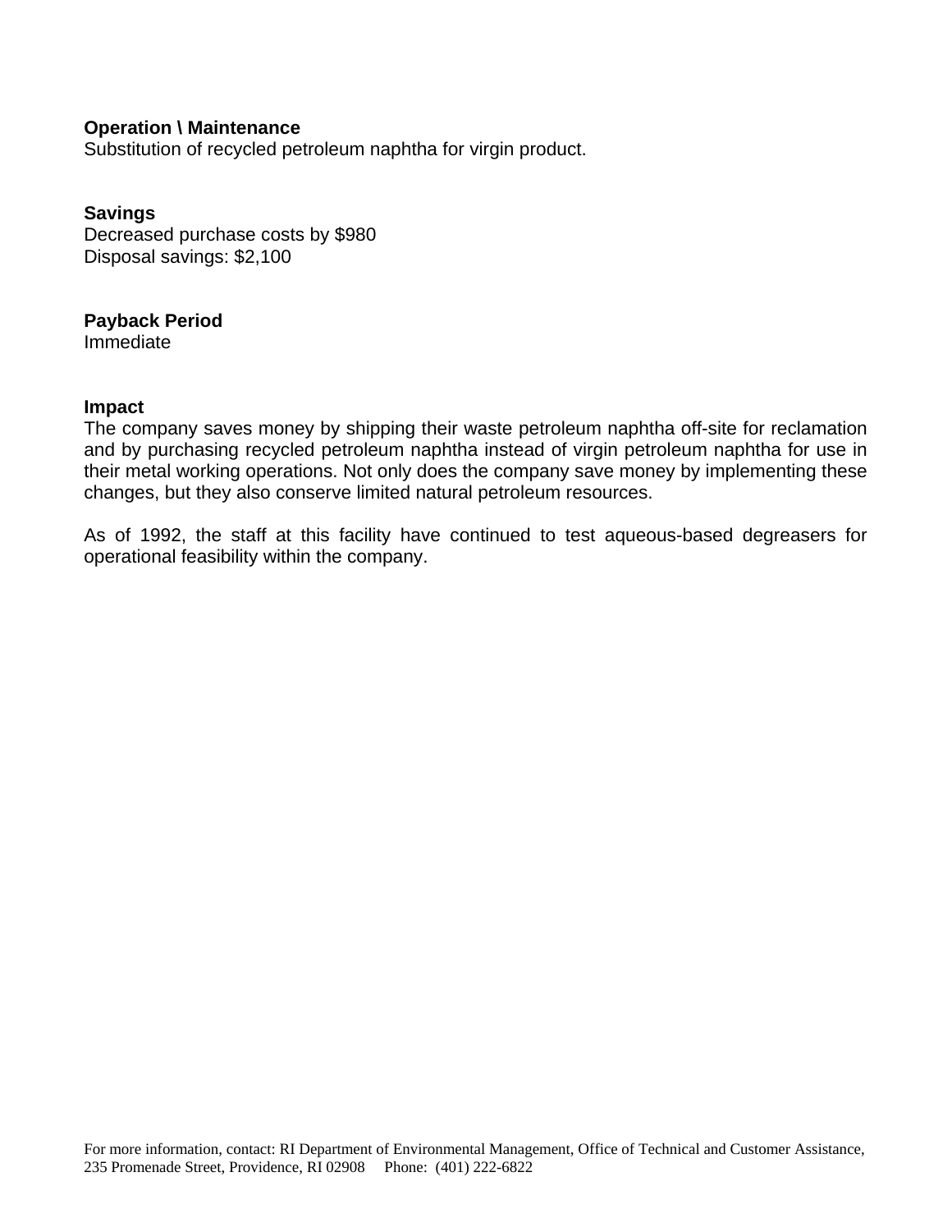**Operation \ Maintenance**
Substitution of recycled petroleum naphtha for virgin product.

**Savings**
Decreased purchase costs by $980
Disposal savings: $2,100

**Payback Period**
Immediate

**Impact**
The company saves money by shipping their waste petroleum naphtha off-site for reclamation and by purchasing recycled petroleum naphtha instead of virgin petroleum naphtha for use in their metal working operations. Not only does the company save money by implementing these changes, but they also conserve limited natural petroleum resources.

As of 1992, the staff at this facility have continued to test aqueous-based degreasers for operational feasibility within the company.

For more information, contact: RI Department of Environmental Management, Office of Technical and Customer Assistance, 235 Promenade Street, Providence, RI 02908 Phone: (401) 222-6822